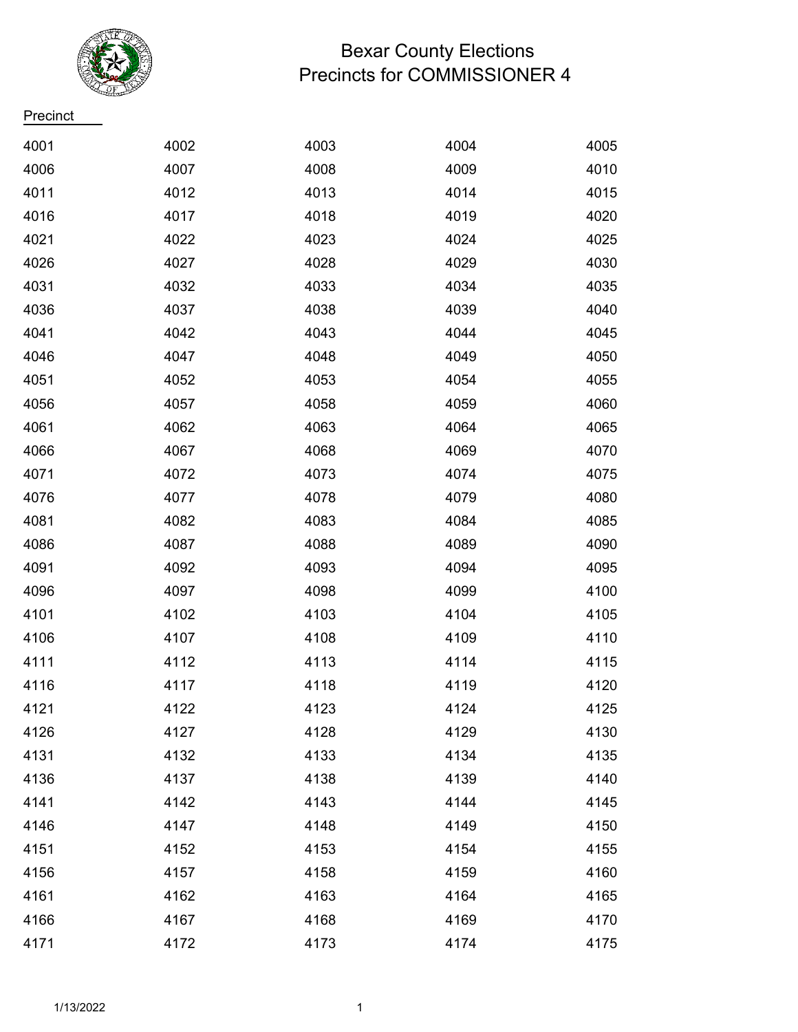# Bexar County Elections
## Precincts for COMMISSIONER 4

Precinct

| | | | | |
|---|---|---|---|---|
| 4001 | 4002 | 4003 | 4004 | 4005 |
| 4006 | 4007 | 4008 | 4009 | 4010 |
| 4011 | 4012 | 4013 | 4014 | 4015 |
| 4016 | 4017 | 4018 | 4019 | 4020 |
| 4021 | 4022 | 4023 | 4024 | 4025 |
| 4026 | 4027 | 4028 | 4029 | 4030 |
| 4031 | 4032 | 4033 | 4034 | 4035 |
| 4036 | 4037 | 4038 | 4039 | 4040 |
| 4041 | 4042 | 4043 | 4044 | 4045 |
| 4046 | 4047 | 4048 | 4049 | 4050 |
| 4051 | 4052 | 4053 | 4054 | 4055 |
| 4056 | 4057 | 4058 | 4059 | 4060 |
| 4061 | 4062 | 4063 | 4064 | 4065 |
| 4066 | 4067 | 4068 | 4069 | 4070 |
| 4071 | 4072 | 4073 | 4074 | 4075 |
| 4076 | 4077 | 4078 | 4079 | 4080 |
| 4081 | 4082 | 4083 | 4084 | 4085 |
| 4086 | 4087 | 4088 | 4089 | 4090 |
| 4091 | 4092 | 4093 | 4094 | 4095 |
| 4096 | 4097 | 4098 | 4099 | 4100 |
| 4101 | 4102 | 4103 | 4104 | 4105 |
| 4106 | 4107 | 4108 | 4109 | 4110 |
| 4111 | 4112 | 4113 | 4114 | 4115 |
| 4116 | 4117 | 4118 | 4119 | 4120 |
| 4121 | 4122 | 4123 | 4124 | 4125 |
| 4126 | 4127 | 4128 | 4129 | 4130 |
| 4131 | 4132 | 4133 | 4134 | 4135 |
| 4136 | 4137 | 4138 | 4139 | 4140 |
| 4141 | 4142 | 4143 | 4144 | 4145 |
| 4146 | 4147 | 4148 | 4149 | 4150 |
| 4151 | 4152 | 4153 | 4154 | 4155 |
| 4156 | 4157 | 4158 | 4159 | 4160 |
| 4161 | 4162 | 4163 | 4164 | 4165 |
| 4166 | 4167 | 4168 | 4169 | 4170 |
| 4171 | 4172 | 4173 | 4174 | 4175 |

1/13/2022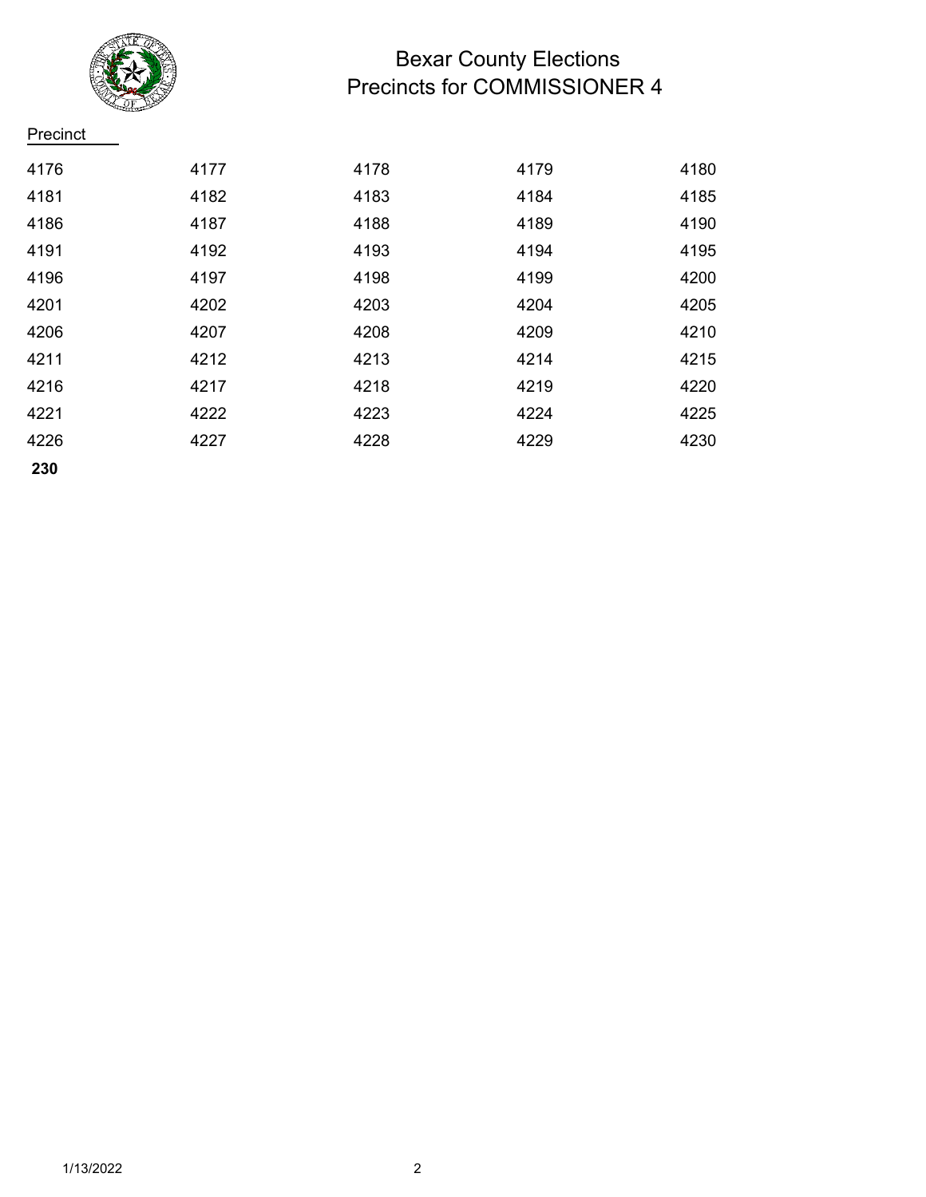# Bexar County Elections
## Precincts for COMMISSIONER 4

Precinct

| | | | | |
|---|---|---|---|---|
| 4176 | 4177 | 4178 | 4179 | 4180 |
| 4181 | 4182 | 4183 | 4184 | 4185 |
| 4186 | 4187 | 4188 | 4189 | 4190 |
| 4191 | 4192 | 4193 | 4194 | 4195 |
| 4196 | 4197 | 4198 | 4199 | 4200 |
| 4201 | 4202 | 4203 | 4204 | 4205 |
| 4206 | 4207 | 4208 | 4209 | 4210 |
| 4211 | 4212 | 4213 | 4214 | 4215 |
| 4216 | 4217 | 4218 | 4219 | 4220 |
| 4221 | 4222 | 4223 | 4224 | 4225 |
| 4226 | 4227 | 4228 | 4229 | 4230 |

**230**

1/13/2022